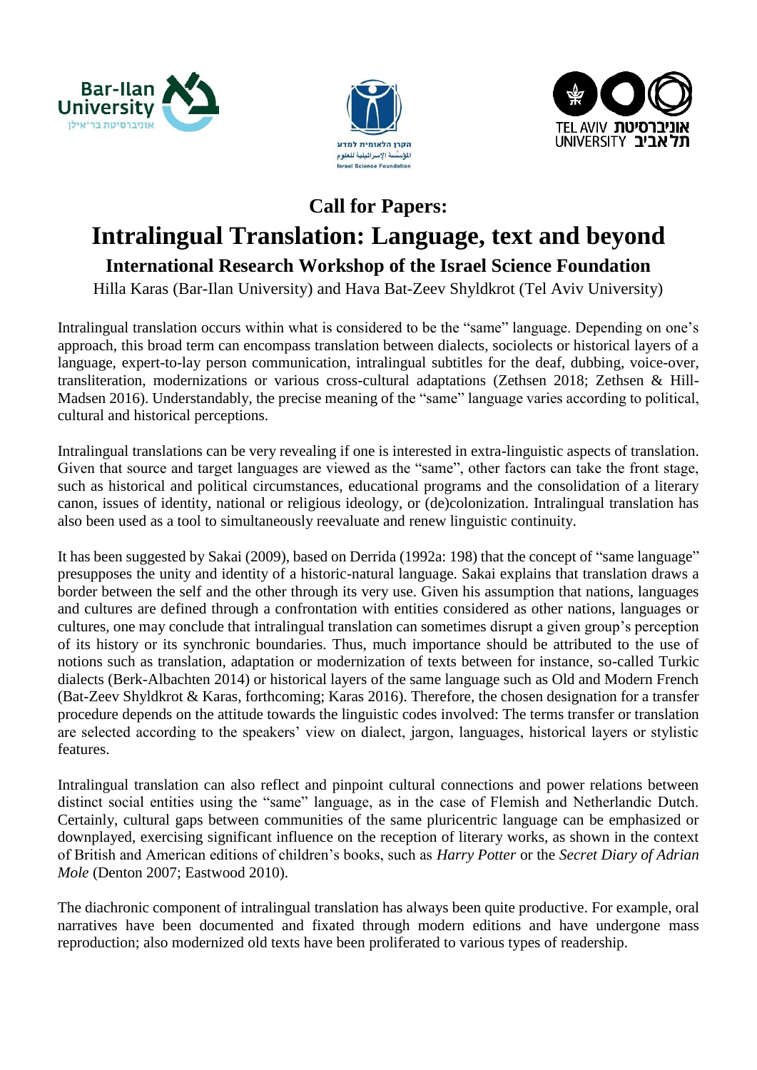## Call for Papers:

# Intralingual Translation: Language, text and beyond

### International Research Workshop of the Israel Science Foundation

Hilla Karas (Bar-Ilan University) and Hava Bat-Zeev Shyldkrot (Tel Aviv University)

Intralingual translation occurs within what is considered to be the "same" language. Depending on one's approach, this broad term can encompass translation between dialects, sociolects or historical layers of a language, expert-to-lay person communication, intralingual subtitles for the deaf, dubbing, voice-over, transliteration, modernizations or various cross-cultural adaptations (Zethsen 2018; Zethsen & Hill-Madsen 2016). Understandably, the precise meaning of the "same" language varies according to political, cultural and historical perceptions.

Intralingual translations can be very revealing if one is interested in extra-linguistic aspects of translation. Given that source and target languages are viewed as the "same", other factors can take the front stage, such as historical and political circumstances, educational programs and the consolidation of a literary canon, issues of identity, national or religious ideology, or (de)colonization. Intralingual translation has also been used as a tool to simultaneously reevaluate and renew linguistic continuity.

It has been suggested by Sakai (2009), based on Derrida (1992a: 198) that the concept of "same language" presupposes the unity and identity of a historic-natural language. Sakai explains that translation draws a border between the self and the other through its very use. Given his assumption that nations, languages and cultures are defined through a confrontation with entities considered as other nations, languages or cultures, one may conclude that intralingual translation can sometimes disrupt a given group's perception of its history or its synchronic boundaries. Thus, much importance should be attributed to the use of notions such as translation, adaptation or modernization of texts between for instance, so-called Turkic dialects (Berk-Albachten 2014) or historical layers of the same language such as Old and Modern French (Bat-Zeev Shyldkrot & Karas, forthcoming; Karas 2016). Therefore, the chosen designation for a transfer procedure depends on the attitude towards the linguistic codes involved: The terms transfer or translation are selected according to the speakers' view on dialect, jargon, languages, historical layers or stylistic features.

Intralingual translation can also reflect and pinpoint cultural connections and power relations between distinct social entities using the "same" language, as in the case of Flemish and Netherlandic Dutch. Certainly, cultural gaps between communities of the same pluricentric language can be emphasized or downplayed, exercising significant influence on the reception of literary works, as shown in the context of British and American editions of children's books, such as *Harry Potter* or the *Secret Diary of Adrian Mole* (Denton 2007; Eastwood 2010).

The diachronic component of intralingual translation has always been quite productive. For example, oral narratives have been documented and fixated through modern editions and have undergone mass reproduction; also modernized old texts have been proliferated to various types of readership.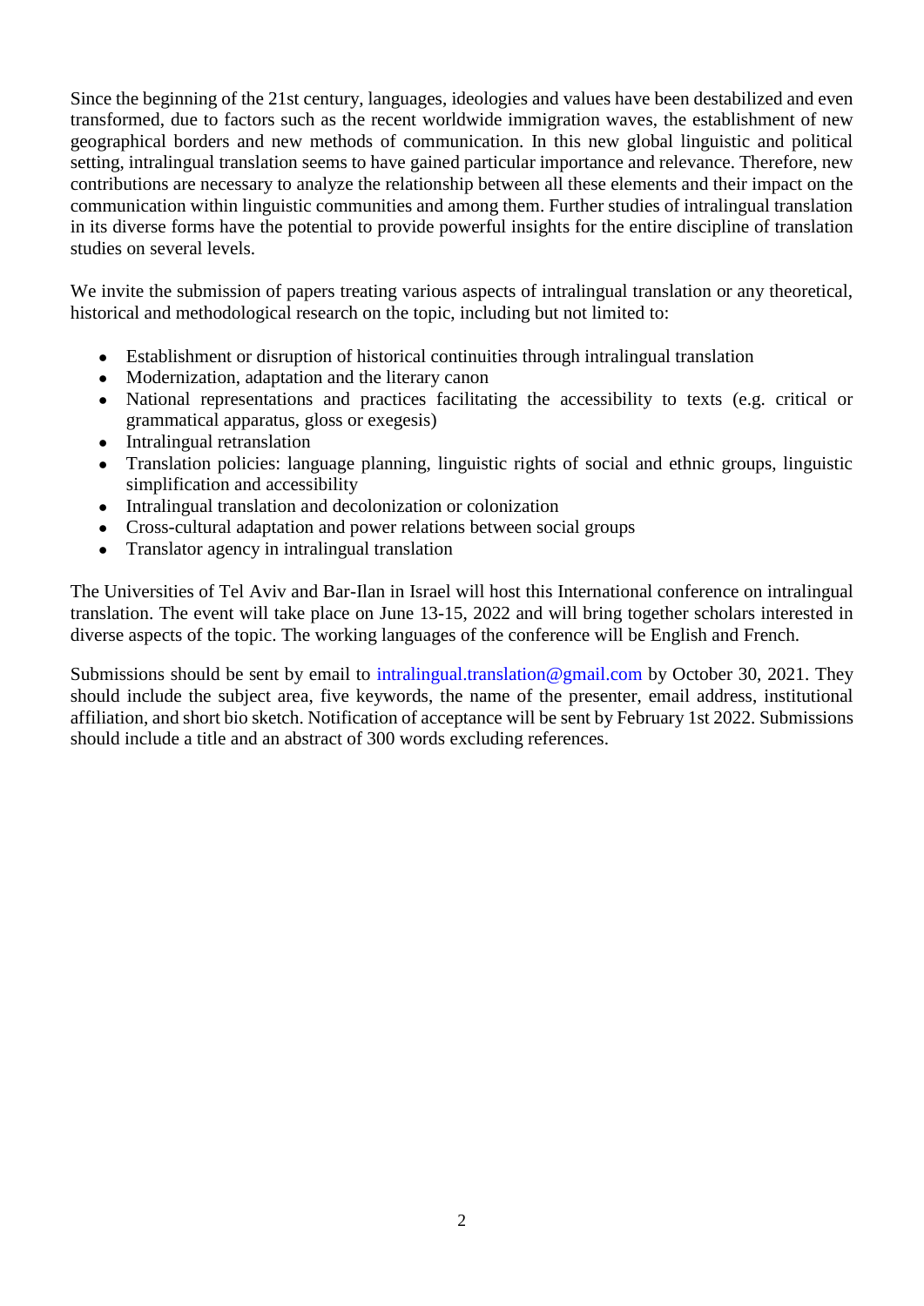Since the beginning of the 21st century, languages, ideologies and values have been destabilized and even transformed, due to factors such as the recent worldwide immigration waves, the establishment of new geographical borders and new methods of communication. In this new global linguistic and political setting, intralingual translation seems to have gained particular importance and relevance. Therefore, new contributions are necessary to analyze the relationship between all these elements and their impact on the communication within linguistic communities and among them. Further studies of intralingual translation in its diverse forms have the potential to provide powerful insights for the entire discipline of translation studies on several levels.

We invite the submission of papers treating various aspects of intralingual translation or any theoretical, historical and methodological research on the topic, including but not limited to:

- Establishment or disruption of historical continuities through intralingual translation
- Modernization, adaptation and the literary canon
- National representations and practices facilitating the accessibility to texts (e.g. critical or grammatical apparatus, gloss or exegesis)
- Intralingual retranslation
- Translation policies: language planning, linguistic rights of social and ethnic groups, linguistic simplification and accessibility
- Intralingual translation and decolonization or colonization
- Cross-cultural adaptation and power relations between social groups
- Translator agency in intralingual translation

The Universities of Tel Aviv and Bar-Ilan in Israel will host this International conference on intralingual translation. The event will take place on June 13-15, 2022 and will bring together scholars interested in diverse aspects of the topic. The working languages of the conference will be English and French.

Submissions should be sent by email to intralingual.translation@gmail.com by October 30, 2021. They should include the subject area, five keywords, the name of the presenter, email address, institutional affiliation, and short bio sketch. Notification of acceptance will be sent by February 1st 2022. Submissions should include a title and an abstract of 300 words excluding references.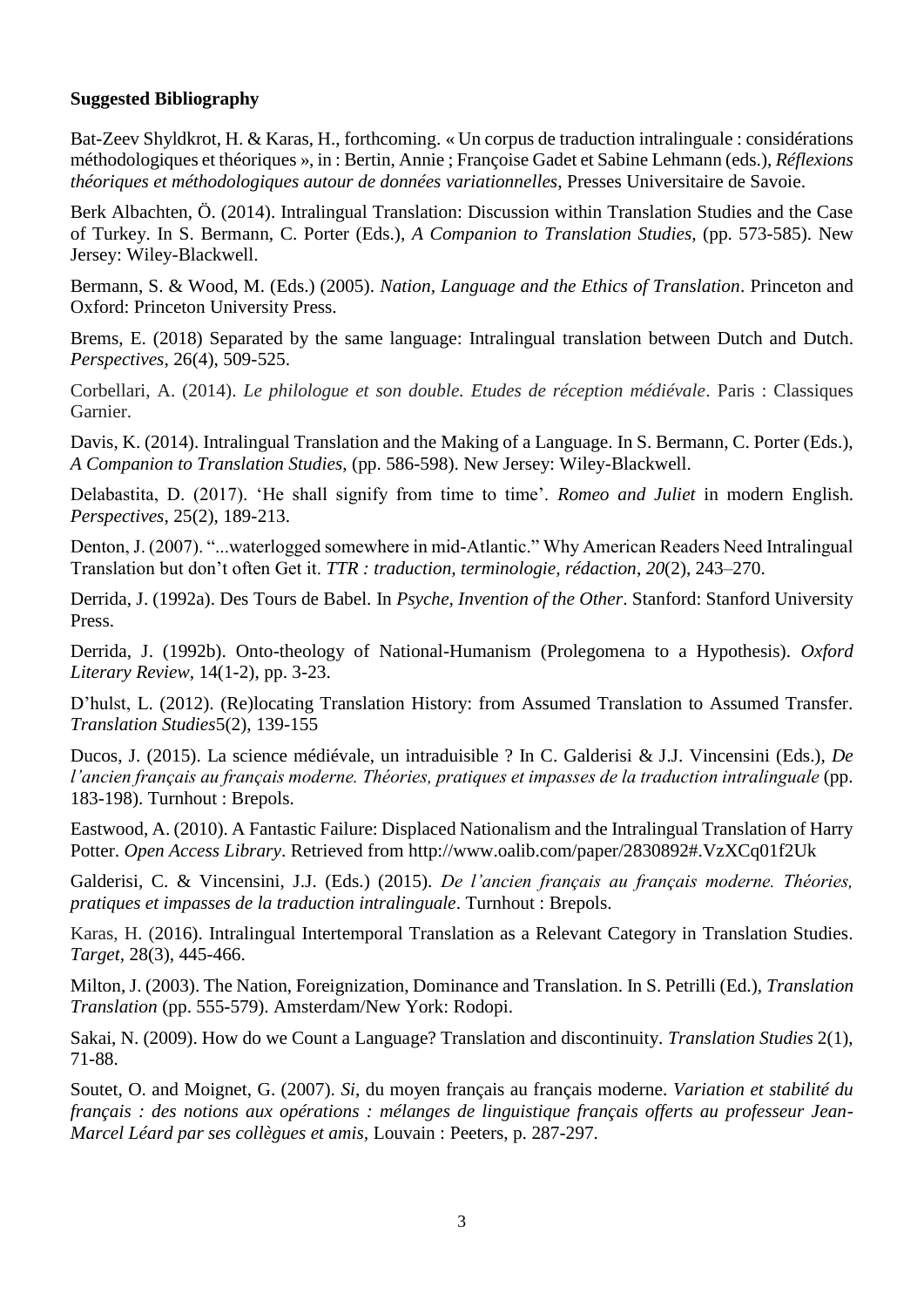**Suggested Bibliography**

Bat-Zeev Shyldkrot, H. & Karas, H., forthcoming. « Un corpus de traduction intralinguale : considérations méthodologiques et théoriques », in : Bertin, Annie ; Françoise Gadet et Sabine Lehmann (eds.), *Réflexions théoriques et méthodologiques autour de données variationnelles*, Presses Universitaire de Savoie.

Berk Albachten, Ö. (2014). Intralingual Translation: Discussion within Translation Studies and the Case of Turkey. In S. Bermann, C. Porter (Eds.), *A Companion to Translation Studies*, (pp. 573-585). New Jersey: Wiley-Blackwell.

Bermann, S. & Wood, M. (Eds.) (2005). *Nation, Language and the Ethics of Translation*. Princeton and Oxford: Princeton University Press.

Brems, E. (2018) Separated by the same language: Intralingual translation between Dutch and Dutch. *Perspectives*, 26(4), 509-525.

Corbellari, A. (2014). *Le philologue et son double. Etudes de réception médiévale*. Paris : Classiques Garnier.

Davis, K. (2014). Intralingual Translation and the Making of a Language. In S. Bermann, C. Porter (Eds.), *A Companion to Translation Studies*, (pp. 586-598). New Jersey: Wiley-Blackwell.

Delabastita, D. (2017). 'He shall signify from time to time'. *Romeo and Juliet* in modern English. *Perspectives*, 25(2), 189-213.

Denton, J. (2007). "...waterlogged somewhere in mid-Atlantic." Why American Readers Need Intralingual Translation but don't often Get it. *TTR : traduction, terminologie, rédaction*, *20*(2), 243–270.

Derrida, J. (1992a). Des Tours de Babel. In *Psyche, Invention of the Other*. Stanford: Stanford University Press.

Derrida, J. (1992b). Onto-theology of National-Humanism (Prolegomena to a Hypothesis). *Oxford Literary Review*, 14(1-2), pp. 3-23.

D'hulst, L. (2012). (Re)locating Translation History: from Assumed Translation to Assumed Transfer. *Translation Studies*5(2), 139-155

Ducos, J. (2015). La science médiévale, un intraduisible ? In C. Galderisi & J.J. Vincensini (Eds.), *De l'ancien français au français moderne. Théories, pratiques et impasses de la traduction intralinguale* (pp. 183-198). Turnhout : Brepols.

Eastwood, A. (2010). A Fantastic Failure: Displaced Nationalism and the Intralingual Translation of Harry Potter. *Open Access Library*. Retrieved from http://www.oalib.com/paper/2830892#.VzXCq01f2Uk

Galderisi, C. & Vincensini, J.J. (Eds.) (2015). *De l'ancien français au français moderne. Théories, pratiques et impasses de la traduction intralinguale*. Turnhout : Brepols.

Karas, H. (2016). Intralingual Intertemporal Translation as a Relevant Category in Translation Studies. *Target*, 28(3), 445-466.

Milton, J. (2003). The Nation, Foreignization, Dominance and Translation. In S. Petrilli (Ed.), *Translation Translation* (pp. 555-579). Amsterdam/New York: Rodopi.

Sakai, N. (2009). How do we Count a Language? Translation and discontinuity. *Translation Studies* 2(1), 71-88.

Soutet, O. and Moignet, G. (2007). *Si*, du moyen français au français moderne. *Variation et stabilité du français : des notions aux opérations : mélanges de linguistique français offerts au professeur Jean-Marcel Léard par ses collègues et amis*, Louvain : Peeters, p. 287-297.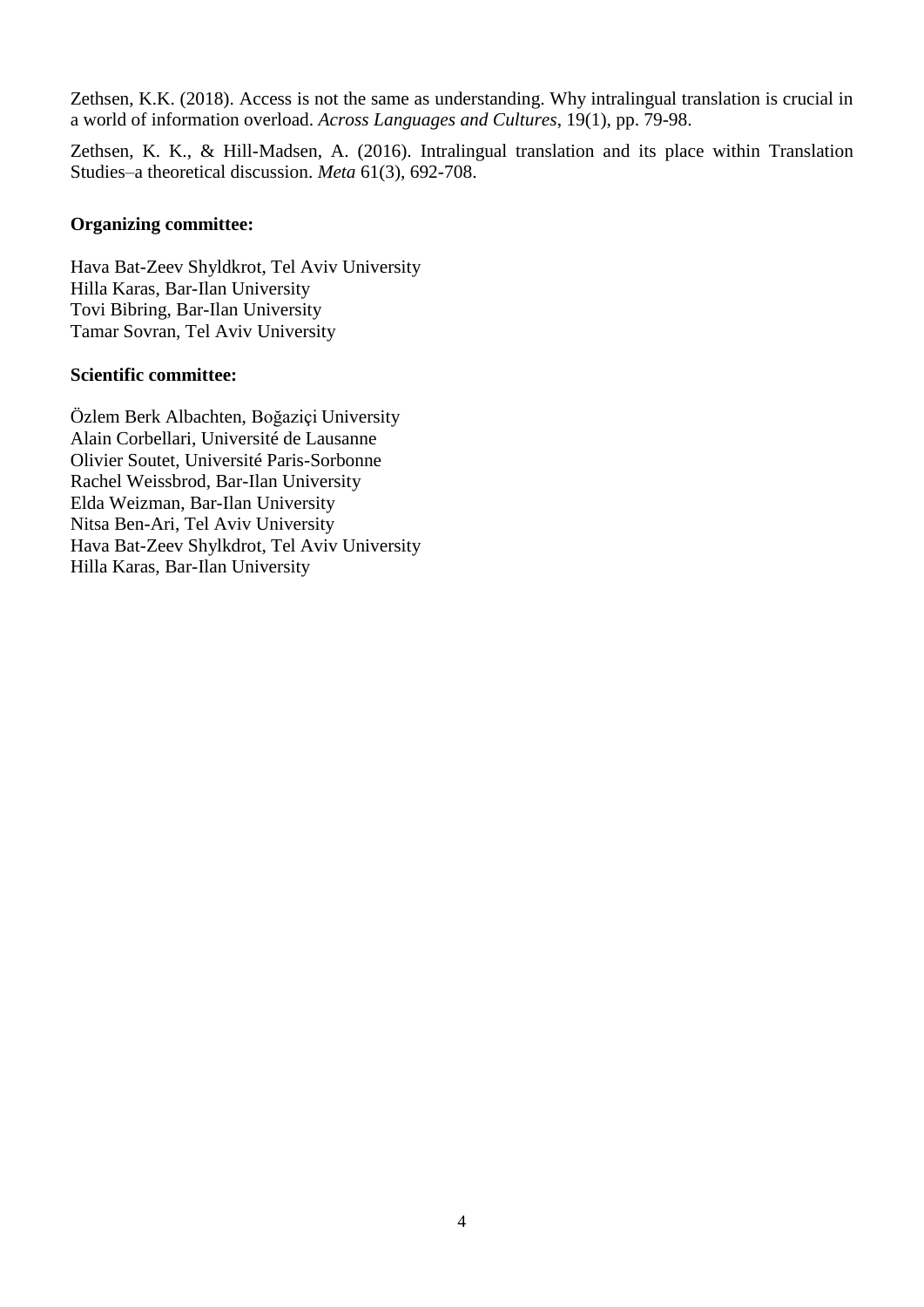Zethsen, K.K. (2018). Access is not the same as understanding. Why intralingual translation is crucial in a world of information overload. *Across Languages and Cultures*, 19(1), pp. 79-98.

Zethsen, K. K., & Hill-Madsen, A. (2016). Intralingual translation and its place within Translation Studies–a theoretical discussion. *Meta* 61(3), 692-708.

**Organizing committee:**

Hava Bat-Zeev Shyldkrot, Tel Aviv University
Hilla Karas, Bar-Ilan University
Tovi Bibring, Bar-Ilan University
Tamar Sovran, Tel Aviv University

**Scientific committee:**

Özlem Berk Albachten, Boğaziçi University
Alain Corbellari, Université de Lausanne
Olivier Soutet, Université Paris-Sorbonne
Rachel Weissbrod, Bar-Ilan University
Elda Weizman, Bar-Ilan University
Nitsa Ben-Ari, Tel Aviv University
Hava Bat-Zeev Shylkdrot, Tel Aviv University
Hilla Karas, Bar-Ilan University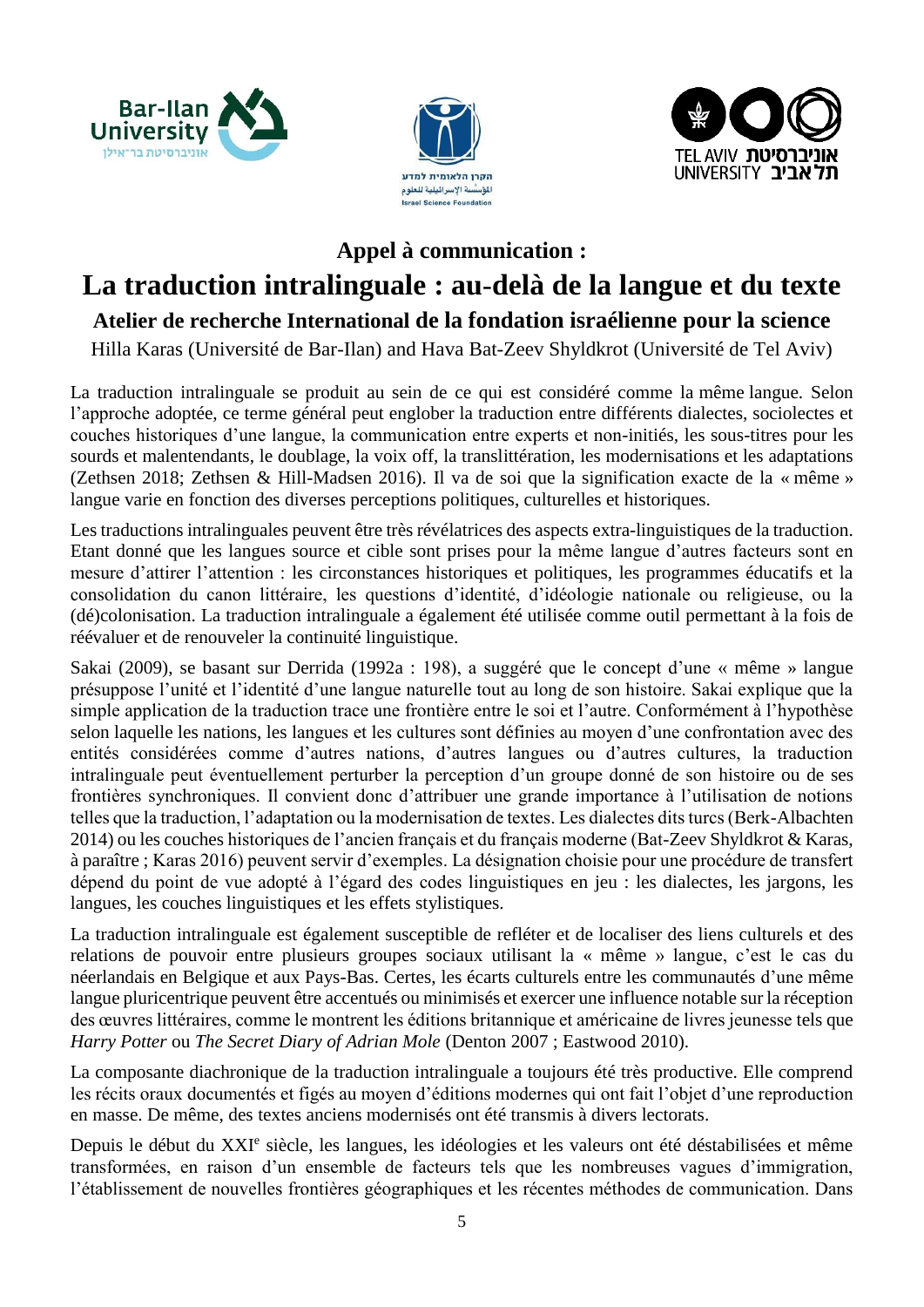**Appel à communication :**

# La traduction intralinguale : au-delà de la langue et du texte

## Atelier de recherche International de la fondation israélienne pour la science

Hilla Karas (Université de Bar-Ilan) and Hava Bat-Zeev Shyldkrot (Université de Tel Aviv)

La traduction intralinguale se produit au sein de ce qui est considéré comme la même langue. Selon l'approche adoptée, ce terme général peut englober la traduction entre différents dialectes, sociolectes et couches historiques d'une langue, la communication entre experts et non-initiés, les sous-titres pour les sourds et malentendants, le doublage, la voix off, la translittération, les modernisations et les adaptations (Zethsen 2018; Zethsen & Hill-Madsen 2016). Il va de soi que la signification exacte de la « même » langue varie en fonction des diverses perceptions politiques, culturelles et historiques.

Les traductions intralinguales peuvent être très révélatrices des aspects extra-linguistiques de la traduction. Etant donné que les langues source et cible sont prises pour la même langue d'autres facteurs sont en mesure d'attirer l'attention : les circonstances historiques et politiques, les programmes éducatifs et la consolidation du canon littéraire, les questions d'identité, d'idéologie nationale ou religieuse, ou la (dé)colonisation. La traduction intralinguale a également été utilisée comme outil permettant à la fois de réévaluer et de renouveler la continuité linguistique.

Sakai (2009), se basant sur Derrida (1992a : 198), a suggéré que le concept d'une « même » langue présuppose l'unité et l'identité d'une langue naturelle tout au long de son histoire. Sakai explique que la simple application de la traduction trace une frontière entre le soi et l'autre. Conformément à l'hypothèse selon laquelle les nations, les langues et les cultures sont définies au moyen d'une confrontation avec des entités considérées comme d'autres nations, d'autres langues ou d'autres cultures, la traduction intralinguale peut éventuellement perturber la perception d'un groupe donné de son histoire ou de ses frontières synchroniques. Il convient donc d'attribuer une grande importance à l'utilisation de notions telles que la traduction, l'adaptation ou la modernisation de textes. Les dialectes dits turcs (Berk-Albachten 2014) ou les couches historiques de l'ancien français et du français moderne (Bat-Zeev Shyldkrot & Karas, à paraître ; Karas 2016) peuvent servir d'exemples. La désignation choisie pour une procédure de transfert dépend du point de vue adopté à l'égard des codes linguistiques en jeu : les dialectes, les jargons, les langues, les couches linguistiques et les effets stylistiques.

La traduction intralinguale est également susceptible de refléter et de localiser des liens culturels et des relations de pouvoir entre plusieurs groupes sociaux utilisant la « même » langue, c'est le cas du néerlandais en Belgique et aux Pays-Bas. Certes, les écarts culturels entre les communautés d'une même langue pluricentrique peuvent être accentués ou minimisés et exercer une influence notable sur la réception des œuvres littéraires, comme le montrent les éditions britannique et américaine de livres jeunesse tels que *Harry Potter* ou *The Secret Diary of Adrian Mole* (Denton 2007 ; Eastwood 2010).

La composante diachronique de la traduction intralinguale a toujours été très productive. Elle comprend les récits oraux documentés et figés au moyen d'éditions modernes qui ont fait l'objet d'une reproduction en masse. De même, des textes anciens modernisés ont été transmis à divers lectorats.

Depuis le début du XXI[e] siècle, les langues, les idéologies et les valeurs ont été déstabilisées et même transformées, en raison d'un ensemble de facteurs tels que les nombreuses vagues d'immigration, l'établissement de nouvelles frontières géographiques et les récentes méthodes de communication. Dans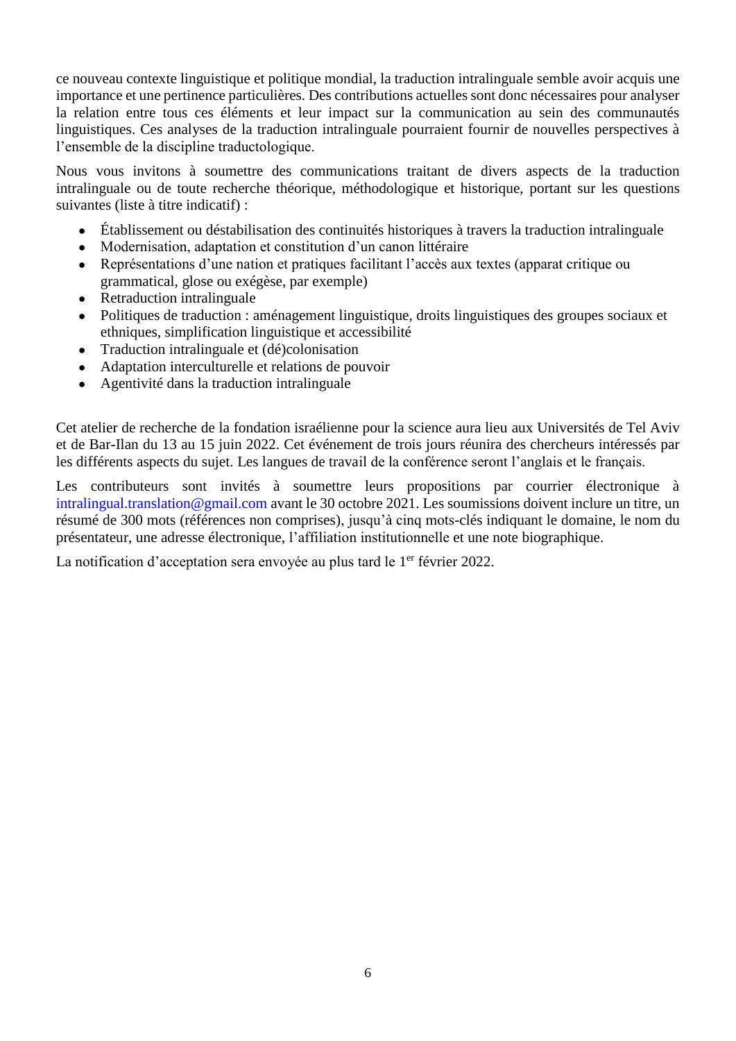ce nouveau contexte linguistique et politique mondial, la traduction intralinguale semble avoir acquis une importance et une pertinence particulières. Des contributions actuelles sont donc nécessaires pour analyser la relation entre tous ces éléments et leur impact sur la communication au sein des communautés linguistiques. Ces analyses de la traduction intralinguale pourraient fournir de nouvelles perspectives à l'ensemble de la discipline traductologique.

Nous vous invitons à soumettre des communications traitant de divers aspects de la traduction intralinguale ou de toute recherche théorique, méthodologique et historique, portant sur les questions suivantes (liste à titre indicatif) :

- Établissement ou déstabilisation des continuités historiques à travers la traduction intralinguale
- Modernisation, adaptation et constitution d'un canon littéraire
- Représentations d'une nation et pratiques facilitant l'accès aux textes (apparat critique ou grammatical, glose ou exégèse, par exemple)
- Retraduction intralinguale
- Politiques de traduction : aménagement linguistique, droits linguistiques des groupes sociaux et ethniques, simplification linguistique et accessibilité
- Traduction intralinguale et (dé)colonisation
- Adaptation interculturelle et relations de pouvoir
- Agentivité dans la traduction intralinguale

Cet atelier de recherche de la fondation israélienne pour la science aura lieu aux Universités de Tel Aviv et de Bar-Ilan du 13 au 15 juin 2022. Cet événement de trois jours réunira des chercheurs intéressés par les différents aspects du sujet. Les langues de travail de la conférence seront l'anglais et le français.

Les contributeurs sont invités à soumettre leurs propositions par courrier électronique à intralingual.translation@gmail.com avant le 30 octobre 2021. Les soumissions doivent inclure un titre, un résumé de 300 mots (références non comprises), jusqu'à cinq mots-clés indiquant le domaine, le nom du présentateur, une adresse électronique, l'affiliation institutionnelle et une note biographique.

La notification d'acceptation sera envoyée au plus tard le 1er février 2022.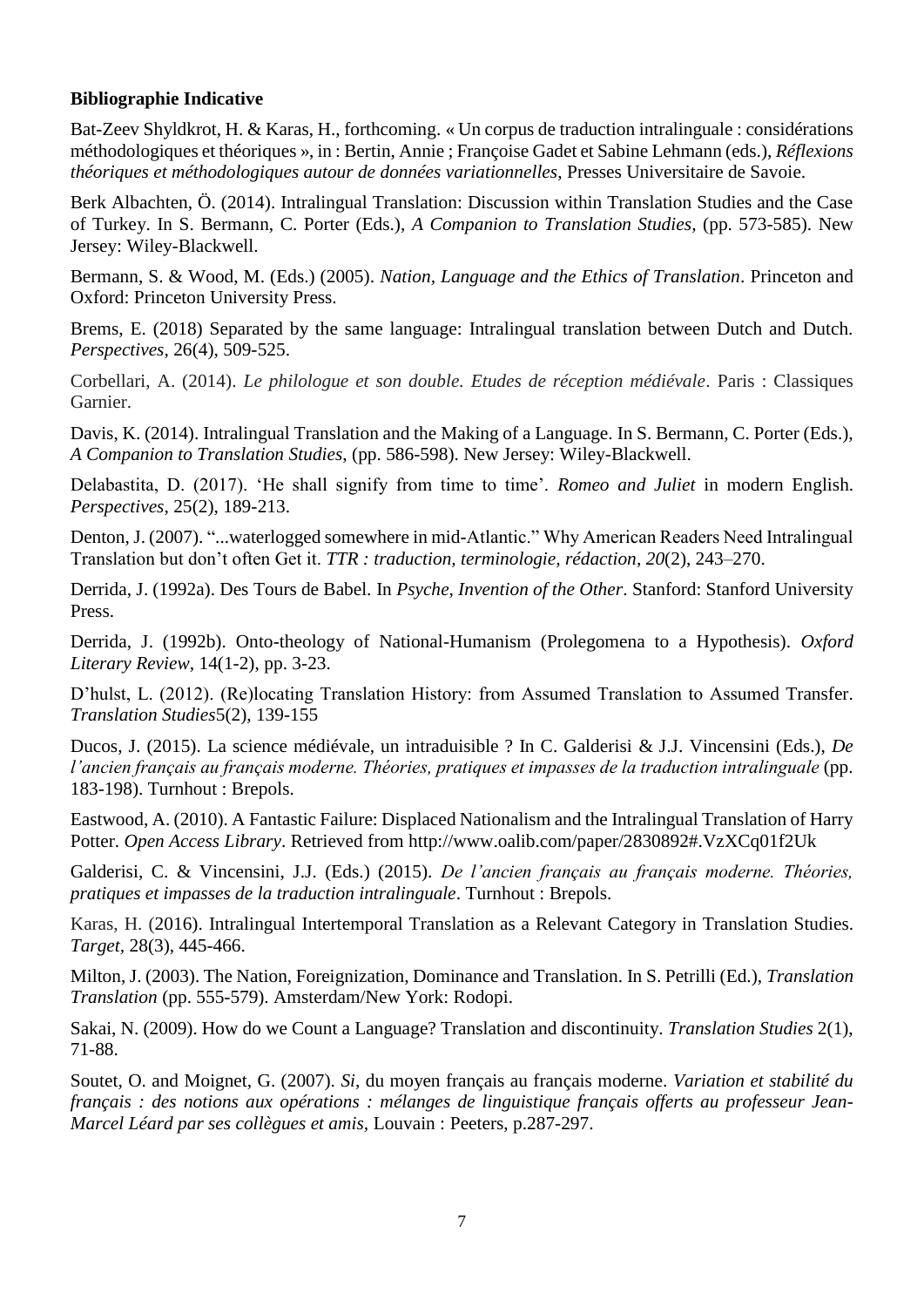**Bibliographie Indicative**

Bat-Zeev Shyldkrot, H. & Karas, H., forthcoming. « Un corpus de traduction intralinguale : considérations méthodologiques et théoriques », in : Bertin, Annie ; Françoise Gadet et Sabine Lehmann (eds.), *Réflexions théoriques et méthodologiques autour de données variationnelles*, Presses Universitaire de Savoie.

Berk Albachten, Ö. (2014). Intralingual Translation: Discussion within Translation Studies and the Case of Turkey. In S. Bermann, C. Porter (Eds.), *A Companion to Translation Studies*, (pp. 573-585). New Jersey: Wiley-Blackwell.

Bermann, S. & Wood, M. (Eds.) (2005). *Nation, Language and the Ethics of Translation*. Princeton and Oxford: Princeton University Press.

Brems, E. (2018) Separated by the same language: Intralingual translation between Dutch and Dutch. *Perspectives*, 26(4), 509-525.

Corbellari, A. (2014). *Le philologue et son double. Etudes de réception médiévale*. Paris : Classiques Garnier.

Davis, K. (2014). Intralingual Translation and the Making of a Language. In S. Bermann, C. Porter (Eds.), *A Companion to Translation Studies*, (pp. 586-598). New Jersey: Wiley-Blackwell.

Delabastita, D. (2017). 'He shall signify from time to time'. *Romeo and Juliet* in modern English. *Perspectives*, 25(2), 189-213.

Denton, J. (2007). "...waterlogged somewhere in mid-Atlantic." Why American Readers Need Intralingual Translation but don't often Get it. *TTR : traduction, terminologie, rédaction*, *20*(2), 243–270.

Derrida, J. (1992a). Des Tours de Babel. In *Psyche, Invention of the Other*. Stanford: Stanford University Press.

Derrida, J. (1992b). Onto-theology of National-Humanism (Prolegomena to a Hypothesis). *Oxford Literary Review*, 14(1-2), pp. 3-23.

D'hulst, L. (2012). (Re)locating Translation History: from Assumed Translation to Assumed Transfer. *Translation Studies*5(2), 139-155

Ducos, J. (2015). La science médiévale, un intraduisible ? In C. Galderisi & J.J. Vincensini (Eds.), *De l'ancien français au français moderne. Théories, pratiques et impasses de la traduction intralinguale* (pp. 183-198). Turnhout : Brepols.

Eastwood, A. (2010). A Fantastic Failure: Displaced Nationalism and the Intralingual Translation of Harry Potter. *Open Access Library*. Retrieved from http://www.oalib.com/paper/2830892#.VzXCq01f2Uk

Galderisi, C. & Vincensini, J.J. (Eds.) (2015). *De l'ancien français au français moderne. Théories, pratiques et impasses de la traduction intralinguale*. Turnhout : Brepols.

Karas, H. (2016). Intralingual Intertemporal Translation as a Relevant Category in Translation Studies. *Target*, 28(3), 445-466.

Milton, J. (2003). The Nation, Foreignization, Dominance and Translation. In S. Petrilli (Ed.), *Translation Translation* (pp. 555-579). Amsterdam/New York: Rodopi.

Sakai, N. (2009). How do we Count a Language? Translation and discontinuity. *Translation Studies* 2(1), 71-88.

Soutet, O. and Moignet, G. (2007). *Si*, du moyen français au français moderne. *Variation et stabilité du français : des notions aux opérations : mélanges de linguistique français offerts au professeur Jean-Marcel Léard par ses collègues et amis*, Louvain : Peeters, p.287-297.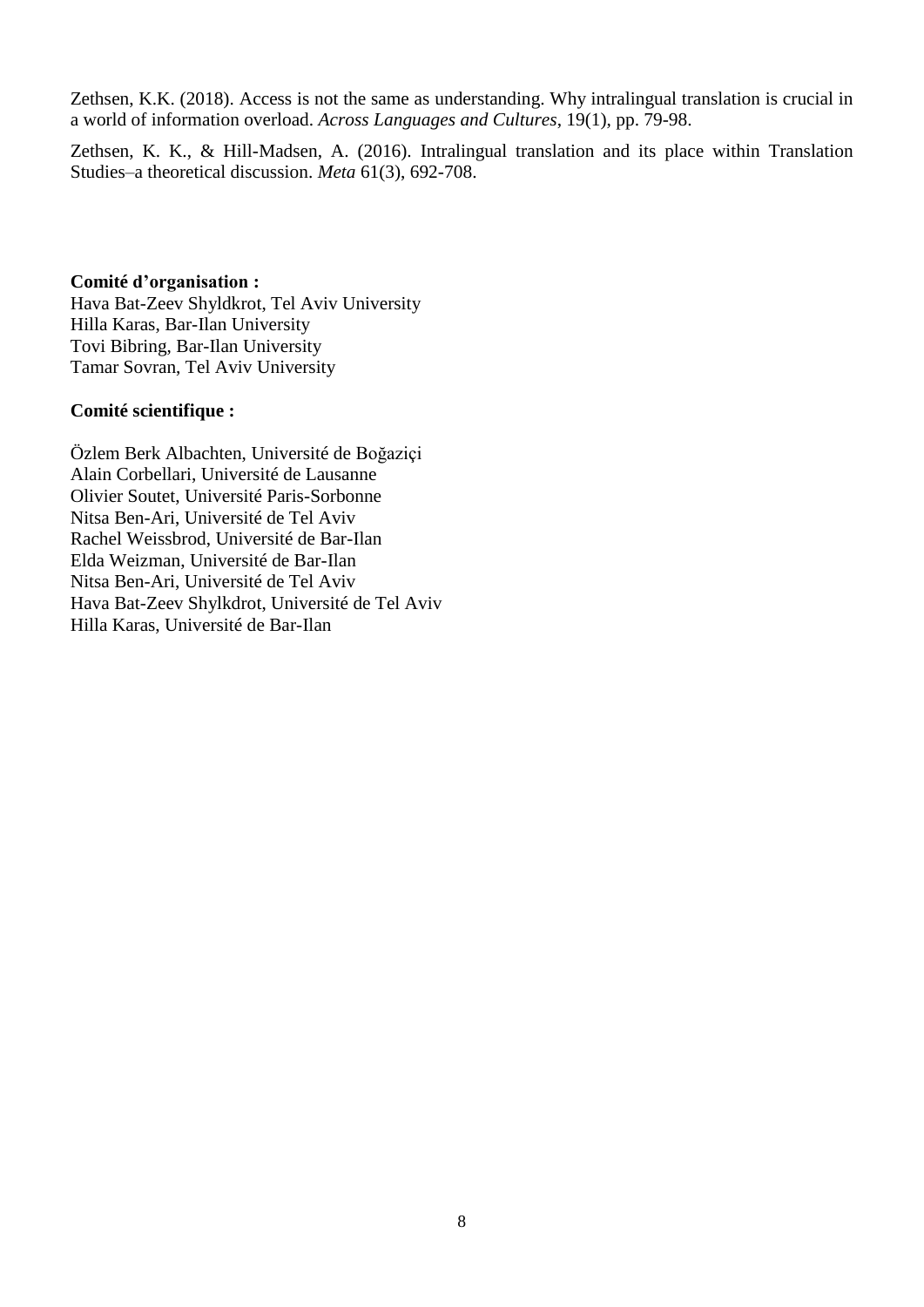Zethsen, K.K. (2018). Access is not the same as understanding. Why intralingual translation is crucial in a world of information overload. *Across Languages and Cultures*, 19(1), pp. 79-98.

Zethsen, K. K., & Hill-Madsen, A. (2016). Intralingual translation and its place within Translation Studies–a theoretical discussion. *Meta* 61(3), 692-708.

**Comité d'organisation :**
Hava Bat-Zeev Shyldkrot, Tel Aviv University
Hilla Karas, Bar-Ilan University
Tovi Bibring, Bar-Ilan University
Tamar Sovran, Tel Aviv University

**Comité scientifique :**

Özlem Berk Albachten, Université de Boğaziçi
Alain Corbellari, Université de Lausanne
Olivier Soutet, Université Paris-Sorbonne
Nitsa Ben-Ari, Université de Tel Aviv
Rachel Weissbrod, Université de Bar-Ilan
Elda Weizman, Université de Bar-Ilan
Nitsa Ben-Ari, Université de Tel Aviv
Hava Bat-Zeev Shylkdrot, Université de Tel Aviv
Hilla Karas, Université de Bar-Ilan